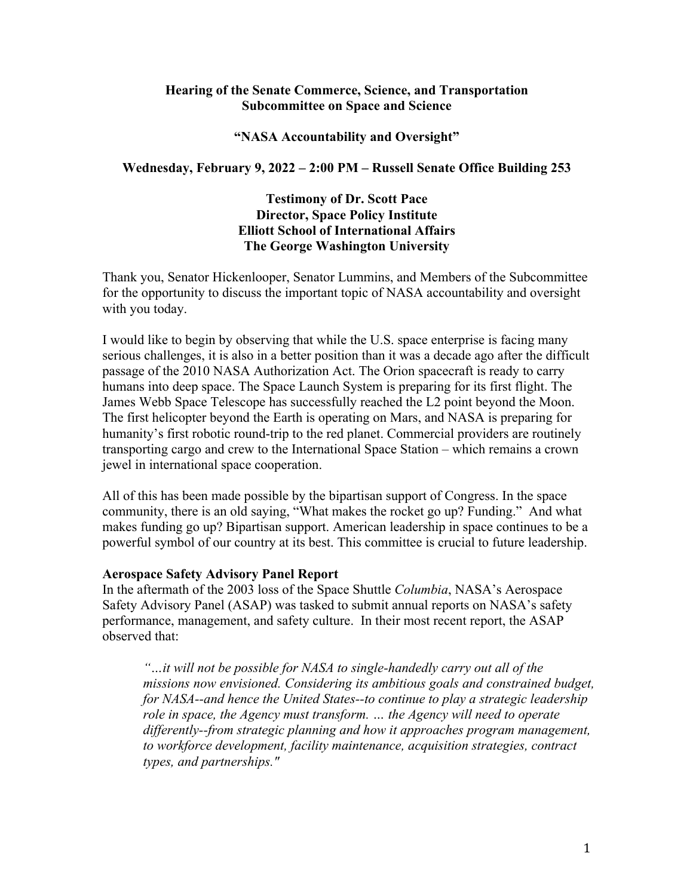**Hearing of the Senate Commerce, Science, and Transportation Subcommittee on Space and Science**

**"NASA Accountability and Oversight"**

**Wednesday, February 9, 2022 – 2:00 PM – Russell Senate Office Building 253**

**Testimony of Dr. Scott Pace**
**Director, Space Policy Institute**
**Elliott School of International Affairs**
**The George Washington University**

Thank you, Senator Hickenlooper, Senator Lummins, and Members of the Subcommittee for the opportunity to discuss the important topic of NASA accountability and oversight with you today.

I would like to begin by observing that while the U.S. space enterprise is facing many serious challenges, it is also in a better position than it was a decade ago after the difficult passage of the 2010 NASA Authorization Act. The Orion spacecraft is ready to carry humans into deep space. The Space Launch System is preparing for its first flight. The James Webb Space Telescope has successfully reached the L2 point beyond the Moon. The first helicopter beyond the Earth is operating on Mars, and NASA is preparing for humanity's first robotic round-trip to the red planet. Commercial providers are routinely transporting cargo and crew to the International Space Station – which remains a crown jewel in international space cooperation.

All of this has been made possible by the bipartisan support of Congress. In the space community, there is an old saying, "What makes the rocket go up? Funding." And what makes funding go up? Bipartisan support. American leadership in space continues to be a powerful symbol of our country at its best. This committee is crucial to future leadership.

**Aerospace Safety Advisory Panel Report**

In the aftermath of the 2003 loss of the Space Shuttle *Columbia*, NASA's Aerospace Safety Advisory Panel (ASAP) was tasked to submit annual reports on NASA's safety performance, management, and safety culture. In their most recent report, the ASAP observed that:

> *"…it will not be possible for NASA to single-handedly carry out all of the missions now envisioned. Considering its ambitious goals and constrained budget, for NASA--and hence the United States--to continue to play a strategic leadership role in space, the Agency must transform. … the Agency will need to operate differently--from strategic planning and how it approaches program management, to workforce development, facility maintenance, acquisition strategies, contract types, and partnerships."*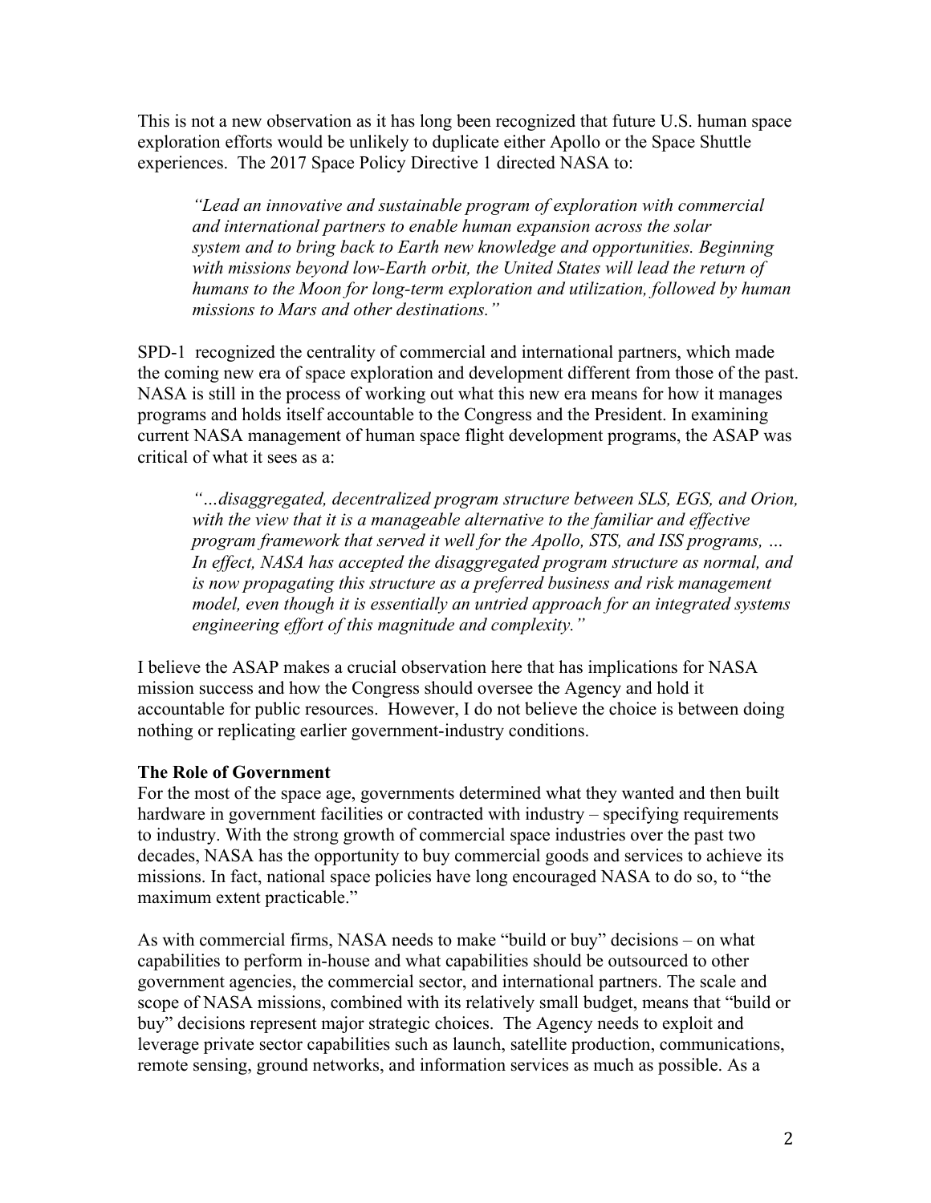This is not a new observation as it has long been recognized that future U.S. human space exploration efforts would be unlikely to duplicate either Apollo or the Space Shuttle experiences. The 2017 Space Policy Directive 1 directed NASA to:

> *"Lead an innovative and sustainable program of exploration with commercial and international partners to enable human expansion across the solar system and to bring back to Earth new knowledge and opportunities. Beginning with missions beyond low-Earth orbit, the United States will lead the return of humans to the Moon for long-term exploration and utilization, followed by human missions to Mars and other destinations."*

SPD-1 recognized the centrality of commercial and international partners, which made the coming new era of space exploration and development different from those of the past. NASA is still in the process of working out what this new era means for how it manages programs and holds itself accountable to the Congress and the President. In examining current NASA management of human space flight development programs, the ASAP was critical of what it sees as a:

> *"…disaggregated, decentralized program structure between SLS, EGS, and Orion, with the view that it is a manageable alternative to the familiar and effective program framework that served it well for the Apollo, STS, and ISS programs, … In effect, NASA has accepted the disaggregated program structure as normal, and is now propagating this structure as a preferred business and risk management model, even though it is essentially an untried approach for an integrated systems engineering effort of this magnitude and complexity."*

I believe the ASAP makes a crucial observation here that has implications for NASA mission success and how the Congress should oversee the Agency and hold it accountable for public resources. However, I do not believe the choice is between doing nothing or replicating earlier government-industry conditions.

**The Role of Government**

For the most of the space age, governments determined what they wanted and then built hardware in government facilities or contracted with industry – specifying requirements to industry. With the strong growth of commercial space industries over the past two decades, NASA has the opportunity to buy commercial goods and services to achieve its missions. In fact, national space policies have long encouraged NASA to do so, to "the maximum extent practicable."

As with commercial firms, NASA needs to make "build or buy" decisions – on what capabilities to perform in-house and what capabilities should be outsourced to other government agencies, the commercial sector, and international partners. The scale and scope of NASA missions, combined with its relatively small budget, means that "build or buy" decisions represent major strategic choices. The Agency needs to exploit and leverage private sector capabilities such as launch, satellite production, communications, remote sensing, ground networks, and information services as much as possible. As a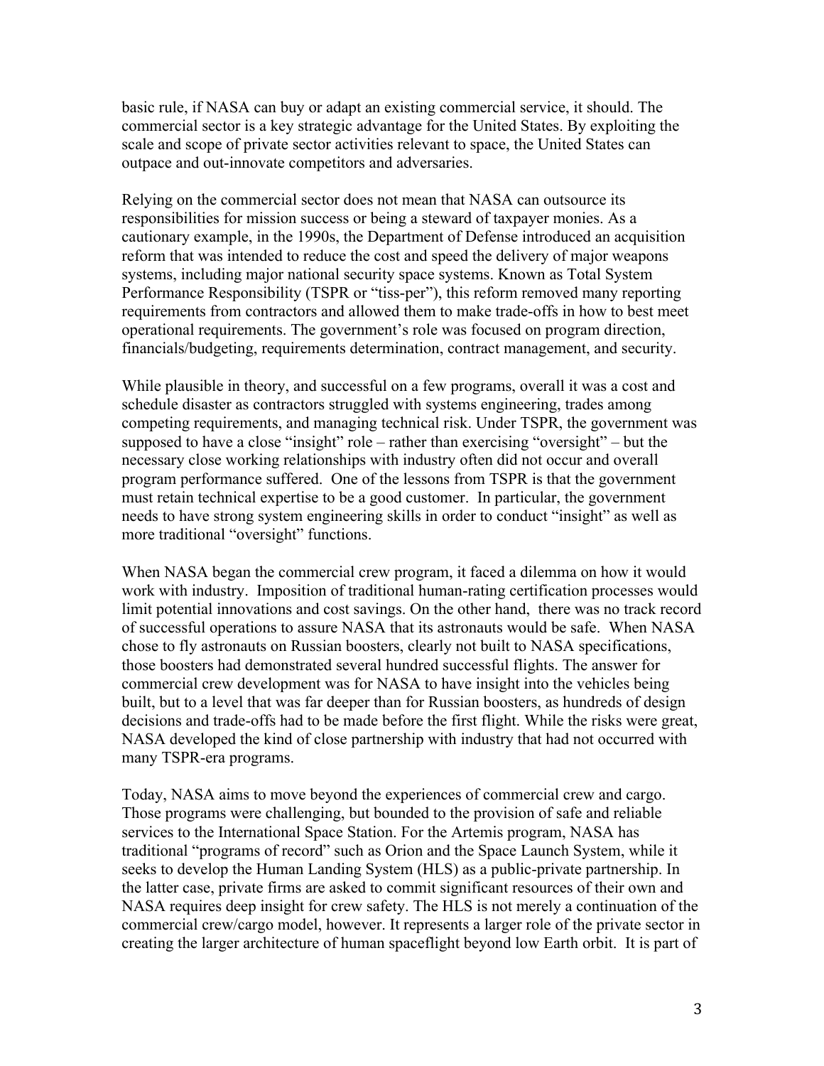basic rule, if NASA can buy or adapt an existing commercial service, it should. The commercial sector is a key strategic advantage for the United States. By exploiting the scale and scope of private sector activities relevant to space, the United States can outpace and out-innovate competitors and adversaries.

Relying on the commercial sector does not mean that NASA can outsource its responsibilities for mission success or being a steward of taxpayer monies. As a cautionary example, in the 1990s, the Department of Defense introduced an acquisition reform that was intended to reduce the cost and speed the delivery of major weapons systems, including major national security space systems. Known as Total System Performance Responsibility (TSPR or "tiss-per"), this reform removed many reporting requirements from contractors and allowed them to make trade-offs in how to best meet operational requirements. The government's role was focused on program direction, financials/budgeting, requirements determination, contract management, and security.

While plausible in theory, and successful on a few programs, overall it was a cost and schedule disaster as contractors struggled with systems engineering, trades among competing requirements, and managing technical risk. Under TSPR, the government was supposed to have a close "insight" role – rather than exercising "oversight" – but the necessary close working relationships with industry often did not occur and overall program performance suffered. One of the lessons from TSPR is that the government must retain technical expertise to be a good customer. In particular, the government needs to have strong system engineering skills in order to conduct "insight" as well as more traditional "oversight" functions.

When NASA began the commercial crew program, it faced a dilemma on how it would work with industry. Imposition of traditional human-rating certification processes would limit potential innovations and cost savings. On the other hand, there was no track record of successful operations to assure NASA that its astronauts would be safe. When NASA chose to fly astronauts on Russian boosters, clearly not built to NASA specifications, those boosters had demonstrated several hundred successful flights. The answer for commercial crew development was for NASA to have insight into the vehicles being built, but to a level that was far deeper than for Russian boosters, as hundreds of design decisions and trade-offs had to be made before the first flight. While the risks were great, NASA developed the kind of close partnership with industry that had not occurred with many TSPR-era programs.

Today, NASA aims to move beyond the experiences of commercial crew and cargo. Those programs were challenging, but bounded to the provision of safe and reliable services to the International Space Station. For the Artemis program, NASA has traditional "programs of record" such as Orion and the Space Launch System, while it seeks to develop the Human Landing System (HLS) as a public-private partnership. In the latter case, private firms are asked to commit significant resources of their own and NASA requires deep insight for crew safety. The HLS is not merely a continuation of the commercial crew/cargo model, however. It represents a larger role of the private sector in creating the larger architecture of human spaceflight beyond low Earth orbit. It is part of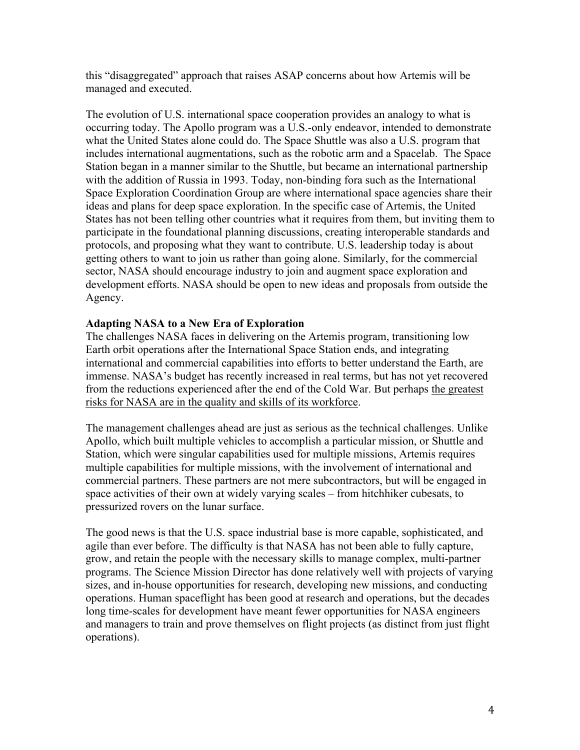this "disaggregated" approach that raises ASAP concerns about how Artemis will be managed and executed.

The evolution of U.S. international space cooperation provides an analogy to what is occurring today. The Apollo program was a U.S.-only endeavor, intended to demonstrate what the United States alone could do. The Space Shuttle was also a U.S. program that includes international augmentations, such as the robotic arm and a Spacelab. The Space Station began in a manner similar to the Shuttle, but became an international partnership with the addition of Russia in 1993. Today, non-binding fora such as the International Space Exploration Coordination Group are where international space agencies share their ideas and plans for deep space exploration. In the specific case of Artemis, the United States has not been telling other countries what it requires from them, but inviting them to participate in the foundational planning discussions, creating interoperable standards and protocols, and proposing what they want to contribute. U.S. leadership today is about getting others to want to join us rather than going alone. Similarly, for the commercial sector, NASA should encourage industry to join and augment space exploration and development efforts. NASA should be open to new ideas and proposals from outside the Agency.

**Adapting NASA to a New Era of Exploration**

The challenges NASA faces in delivering on the Artemis program, transitioning low Earth orbit operations after the International Space Station ends, and integrating international and commercial capabilities into efforts to better understand the Earth, are immense. NASA's budget has recently increased in real terms, but has not yet recovered from the reductions experienced after the end of the Cold War. But perhaps <u>the greatest risks for NASA are in the quality and skills of its workforce</u>.

The management challenges ahead are just as serious as the technical challenges. Unlike Apollo, which built multiple vehicles to accomplish a particular mission, or Shuttle and Station, which were singular capabilities used for multiple missions, Artemis requires multiple capabilities for multiple missions, with the involvement of international and commercial partners. These partners are not mere subcontractors, but will be engaged in space activities of their own at widely varying scales – from hitchhiker cubesats, to pressurized rovers on the lunar surface.

The good news is that the U.S. space industrial base is more capable, sophisticated, and agile than ever before. The difficulty is that NASA has not been able to fully capture, grow, and retain the people with the necessary skills to manage complex, multi-partner programs. The Science Mission Director has done relatively well with projects of varying sizes, and in-house opportunities for research, developing new missions, and conducting operations. Human spaceflight has been good at research and operations, but the decades long time-scales for development have meant fewer opportunities for NASA engineers and managers to train and prove themselves on flight projects (as distinct from just flight operations).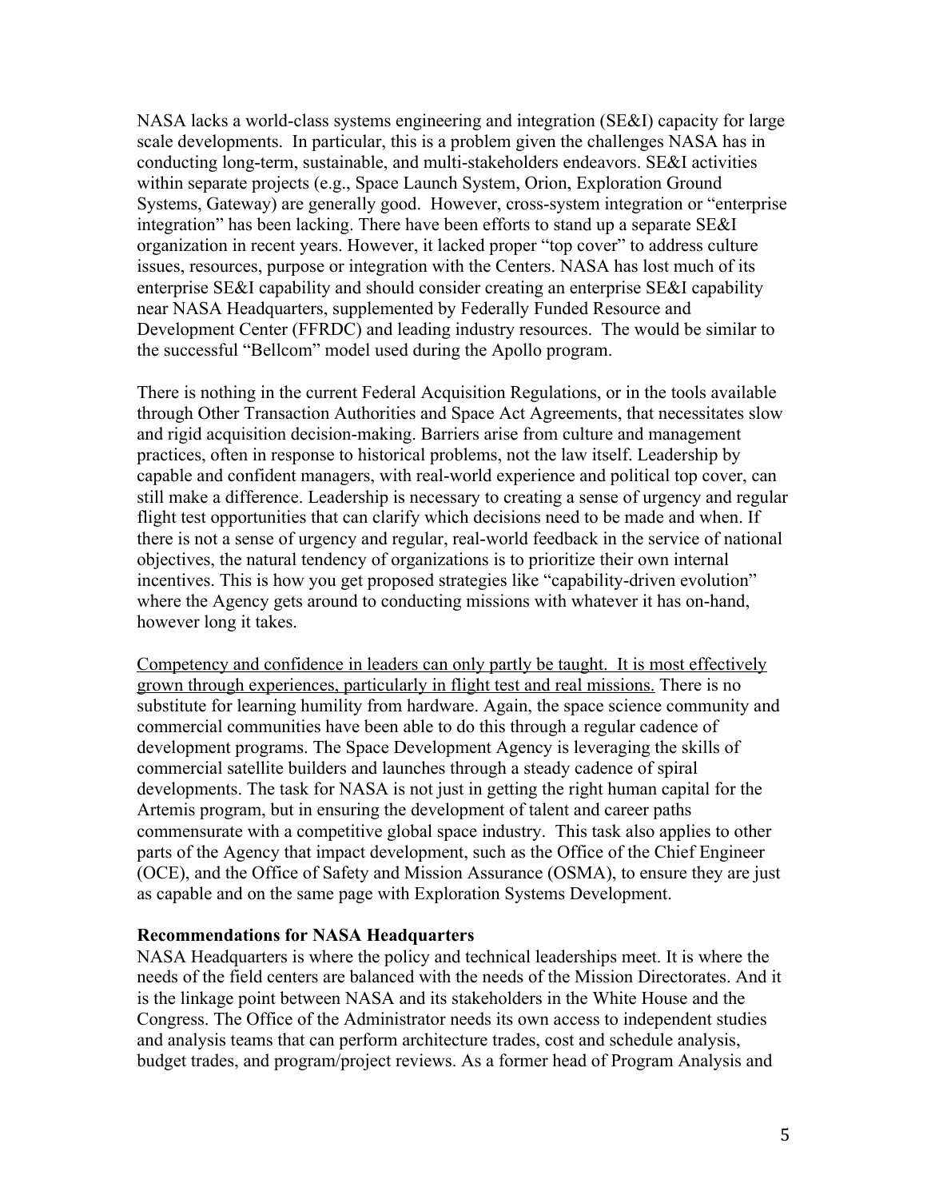NASA lacks a world-class systems engineering and integration (SE&I) capacity for large scale developments. In particular, this is a problem given the challenges NASA has in conducting long-term, sustainable, and multi-stakeholders endeavors. SE&I activities within separate projects (e.g., Space Launch System, Orion, Exploration Ground Systems, Gateway) are generally good. However, cross-system integration or "enterprise integration" has been lacking. There have been efforts to stand up a separate SE&I organization in recent years. However, it lacked proper "top cover" to address culture issues, resources, purpose or integration with the Centers. NASA has lost much of its enterprise SE&I capability and should consider creating an enterprise SE&I capability near NASA Headquarters, supplemented by Federally Funded Resource and Development Center (FFRDC) and leading industry resources. The would be similar to the successful "Bellcom" model used during the Apollo program.

There is nothing in the current Federal Acquisition Regulations, or in the tools available through Other Transaction Authorities and Space Act Agreements, that necessitates slow and rigid acquisition decision-making. Barriers arise from culture and management practices, often in response to historical problems, not the law itself. Leadership by capable and confident managers, with real-world experience and political top cover, can still make a difference. Leadership is necessary to creating a sense of urgency and regular flight test opportunities that can clarify which decisions need to be made and when. If there is not a sense of urgency and regular, real-world feedback in the service of national objectives, the natural tendency of organizations is to prioritize their own internal incentives. This is how you get proposed strategies like "capability-driven evolution" where the Agency gets around to conducting missions with whatever it has on-hand, however long it takes.

<u>Competency and confidence in leaders can only partly be taught. It is most effectively grown through experiences, particularly in flight test and real missions.</u> There is no substitute for learning humility from hardware. Again, the space science community and commercial communities have been able to do this through a regular cadence of development programs. The Space Development Agency is leveraging the skills of commercial satellite builders and launches through a steady cadence of spiral developments. The task for NASA is not just in getting the right human capital for the Artemis program, but in ensuring the development of talent and career paths commensurate with a competitive global space industry. This task also applies to other parts of the Agency that impact development, such as the Office of the Chief Engineer (OCE), and the Office of Safety and Mission Assurance (OSMA), to ensure they are just as capable and on the same page with Exploration Systems Development.

**Recommendations for NASA Headquarters**

NASA Headquarters is where the policy and technical leaderships meet. It is where the needs of the field centers are balanced with the needs of the Mission Directorates. And it is the linkage point between NASA and its stakeholders in the White House and the Congress. The Office of the Administrator needs its own access to independent studies and analysis teams that can perform architecture trades, cost and schedule analysis, budget trades, and program/project reviews. As a former head of Program Analysis and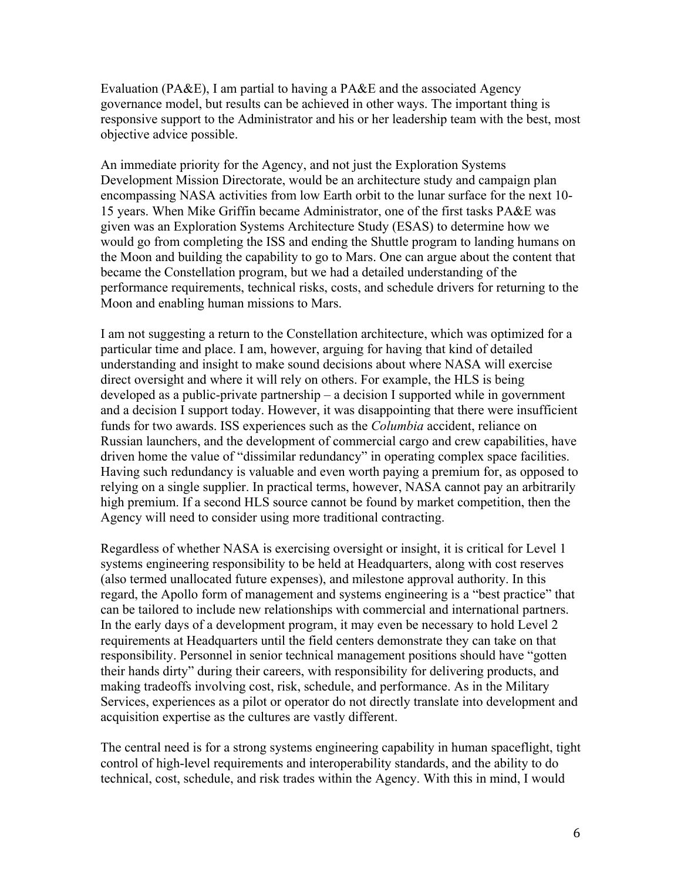Evaluation (PA&E), I am partial to having a PA&E and the associated Agency governance model, but results can be achieved in other ways. The important thing is responsive support to the Administrator and his or her leadership team with the best, most objective advice possible.

An immediate priority for the Agency, and not just the Exploration Systems Development Mission Directorate, would be an architecture study and campaign plan encompassing NASA activities from low Earth orbit to the lunar surface for the next 10-15 years. When Mike Griffin became Administrator, one of the first tasks PA&E was given was an Exploration Systems Architecture Study (ESAS) to determine how we would go from completing the ISS and ending the Shuttle program to landing humans on the Moon and building the capability to go to Mars. One can argue about the content that became the Constellation program, but we had a detailed understanding of the performance requirements, technical risks, costs, and schedule drivers for returning to the Moon and enabling human missions to Mars.

I am not suggesting a return to the Constellation architecture, which was optimized for a particular time and place. I am, however, arguing for having that kind of detailed understanding and insight to make sound decisions about where NASA will exercise direct oversight and where it will rely on others. For example, the HLS is being developed as a public-private partnership – a decision I supported while in government and a decision I support today. However, it was disappointing that there were insufficient funds for two awards. ISS experiences such as the *Columbia* accident, reliance on Russian launchers, and the development of commercial cargo and crew capabilities, have driven home the value of "dissimilar redundancy" in operating complex space facilities. Having such redundancy is valuable and even worth paying a premium for, as opposed to relying on a single supplier. In practical terms, however, NASA cannot pay an arbitrarily high premium. If a second HLS source cannot be found by market competition, then the Agency will need to consider using more traditional contracting.

Regardless of whether NASA is exercising oversight or insight, it is critical for Level 1 systems engineering responsibility to be held at Headquarters, along with cost reserves (also termed unallocated future expenses), and milestone approval authority. In this regard, the Apollo form of management and systems engineering is a "best practice" that can be tailored to include new relationships with commercial and international partners. In the early days of a development program, it may even be necessary to hold Level 2 requirements at Headquarters until the field centers demonstrate they can take on that responsibility. Personnel in senior technical management positions should have "gotten their hands dirty" during their careers, with responsibility for delivering products, and making tradeoffs involving cost, risk, schedule, and performance. As in the Military Services, experiences as a pilot or operator do not directly translate into development and acquisition expertise as the cultures are vastly different.

The central need is for a strong systems engineering capability in human spaceflight, tight control of high-level requirements and interoperability standards, and the ability to do technical, cost, schedule, and risk trades within the Agency. With this in mind, I would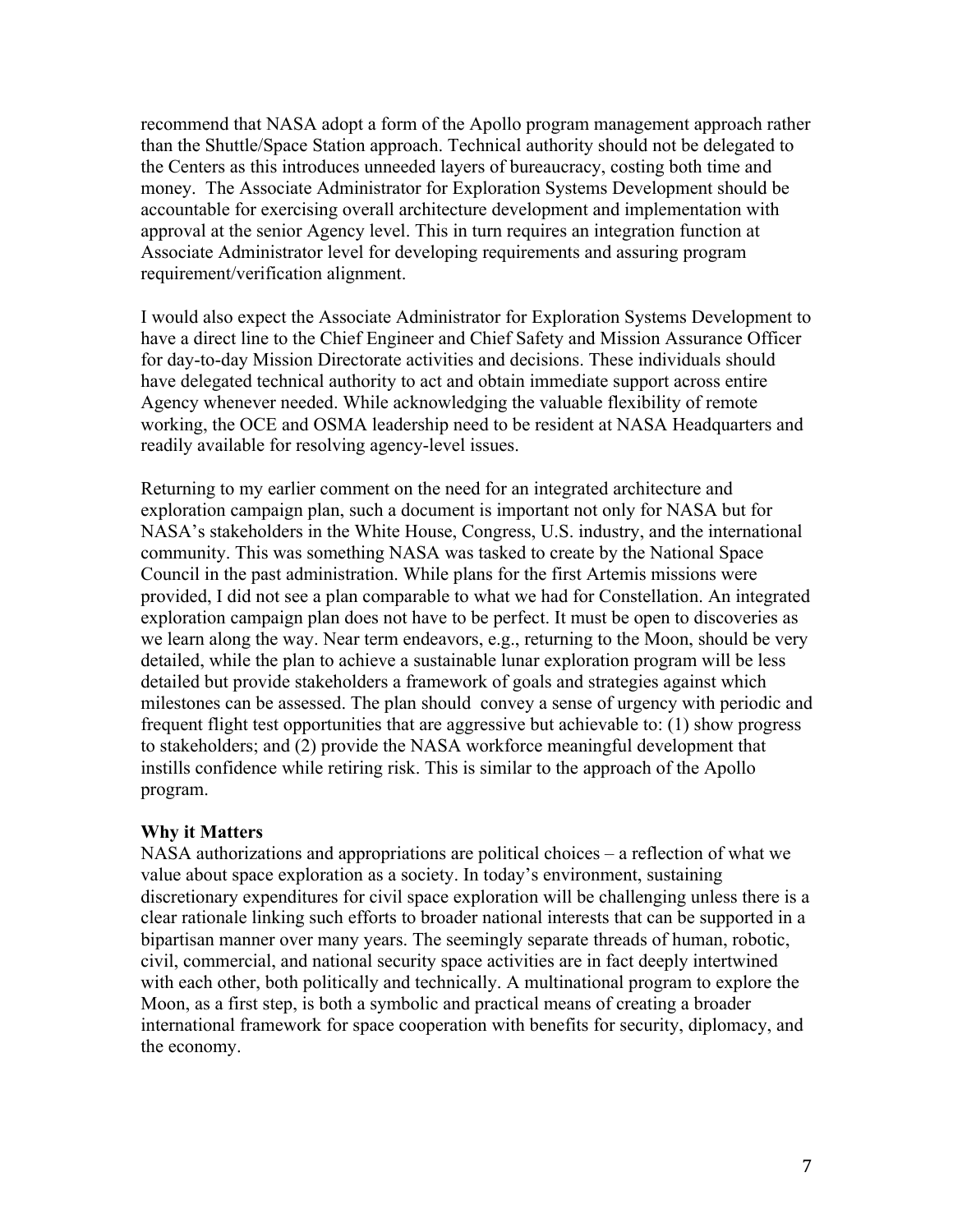recommend that NASA adopt a form of the Apollo program management approach rather than the Shuttle/Space Station approach. Technical authority should not be delegated to the Centers as this introduces unneeded layers of bureaucracy, costing both time and money. The Associate Administrator for Exploration Systems Development should be accountable for exercising overall architecture development and implementation with approval at the senior Agency level. This in turn requires an integration function at Associate Administrator level for developing requirements and assuring program requirement/verification alignment.

I would also expect the Associate Administrator for Exploration Systems Development to have a direct line to the Chief Engineer and Chief Safety and Mission Assurance Officer for day-to-day Mission Directorate activities and decisions. These individuals should have delegated technical authority to act and obtain immediate support across entire Agency whenever needed. While acknowledging the valuable flexibility of remote working, the OCE and OSMA leadership need to be resident at NASA Headquarters and readily available for resolving agency-level issues.

Returning to my earlier comment on the need for an integrated architecture and exploration campaign plan, such a document is important not only for NASA but for NASA's stakeholders in the White House, Congress, U.S. industry, and the international community. This was something NASA was tasked to create by the National Space Council in the past administration. While plans for the first Artemis missions were provided, I did not see a plan comparable to what we had for Constellation. An integrated exploration campaign plan does not have to be perfect. It must be open to discoveries as we learn along the way. Near term endeavors, e.g., returning to the Moon, should be very detailed, while the plan to achieve a sustainable lunar exploration program will be less detailed but provide stakeholders a framework of goals and strategies against which milestones can be assessed. The plan should convey a sense of urgency with periodic and frequent flight test opportunities that are aggressive but achievable to: (1) show progress to stakeholders; and (2) provide the NASA workforce meaningful development that instills confidence while retiring risk. This is similar to the approach of the Apollo program.

**Why it Matters**

NASA authorizations and appropriations are political choices – a reflection of what we value about space exploration as a society. In today's environment, sustaining discretionary expenditures for civil space exploration will be challenging unless there is a clear rationale linking such efforts to broader national interests that can be supported in a bipartisan manner over many years. The seemingly separate threads of human, robotic, civil, commercial, and national security space activities are in fact deeply intertwined with each other, both politically and technically. A multinational program to explore the Moon, as a first step, is both a symbolic and practical means of creating a broader international framework for space cooperation with benefits for security, diplomacy, and the economy.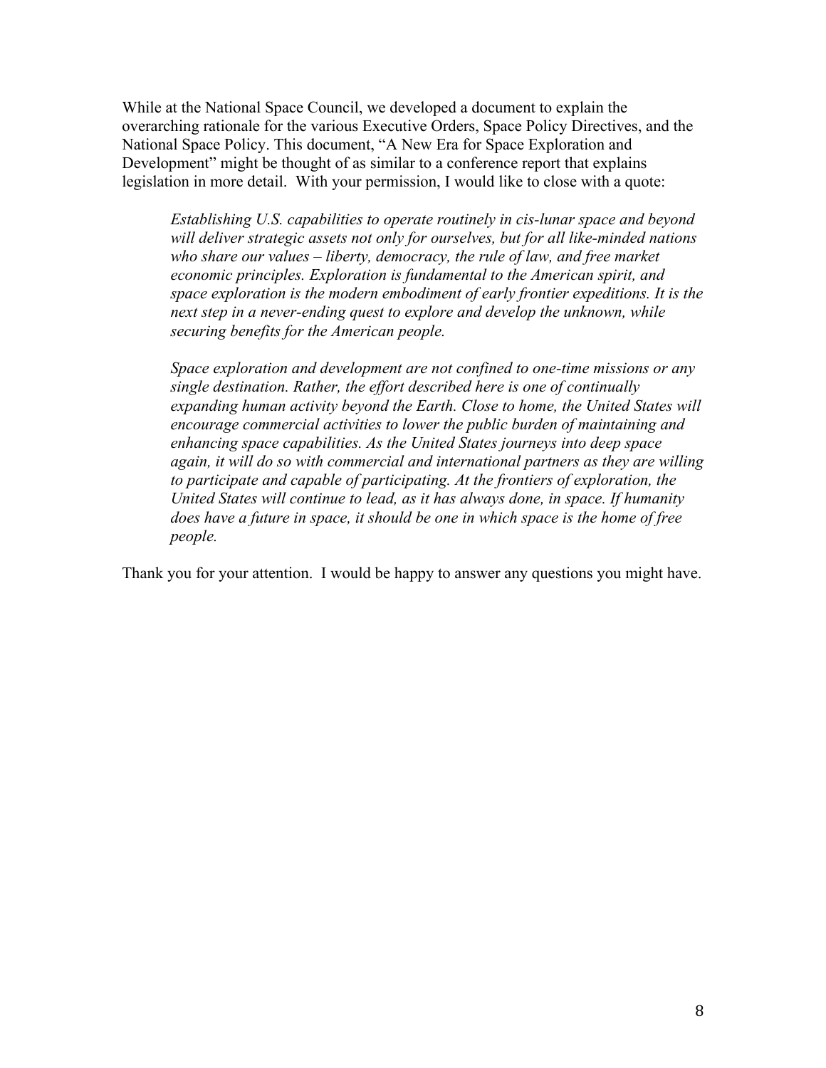While at the National Space Council, we developed a document to explain the overarching rationale for the various Executive Orders, Space Policy Directives, and the National Space Policy. This document, "A New Era for Space Exploration and Development" might be thought of as similar to a conference report that explains legislation in more detail. With your permission, I would like to close with a quote:

> *Establishing U.S. capabilities to operate routinely in cis-lunar space and beyond will deliver strategic assets not only for ourselves, but for all like-minded nations who share our values – liberty, democracy, the rule of law, and free market economic principles. Exploration is fundamental to the American spirit, and space exploration is the modern embodiment of early frontier expeditions. It is the next step in a never-ending quest to explore and develop the unknown, while securing benefits for the American people.*
>
> *Space exploration and development are not confined to one-time missions or any single destination. Rather, the effort described here is one of continually expanding human activity beyond the Earth. Close to home, the United States will encourage commercial activities to lower the public burden of maintaining and enhancing space capabilities. As the United States journeys into deep space again, it will do so with commercial and international partners as they are willing to participate and capable of participating. At the frontiers of exploration, the United States will continue to lead, as it has always done, in space. If humanity does have a future in space, it should be one in which space is the home of free people.*

Thank you for your attention. I would be happy to answer any questions you might have.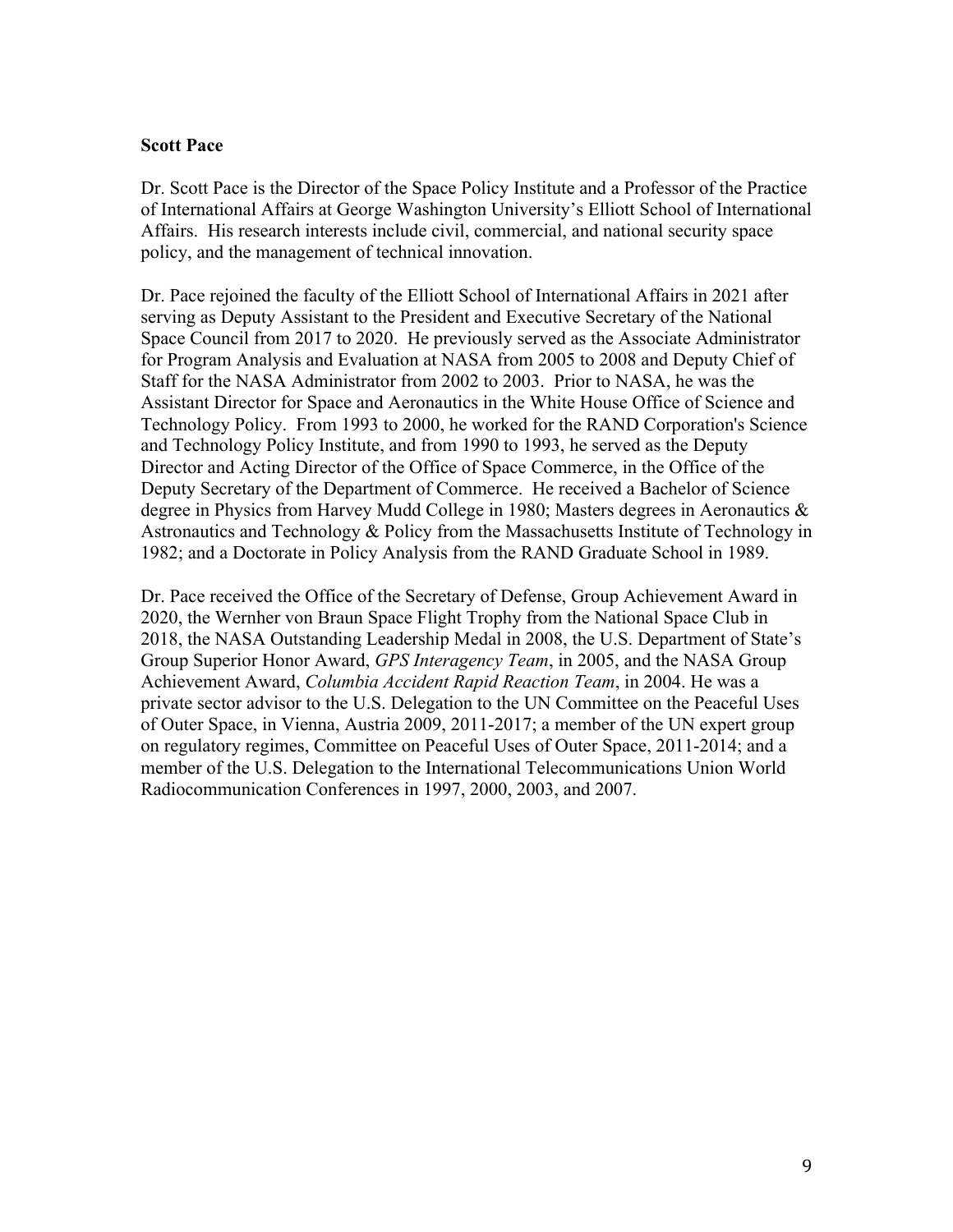**Scott Pace**

Dr. Scott Pace is the Director of the Space Policy Institute and a Professor of the Practice of International Affairs at George Washington University's Elliott School of International Affairs. His research interests include civil, commercial, and national security space policy, and the management of technical innovation.

Dr. Pace rejoined the faculty of the Elliott School of International Affairs in 2021 after serving as Deputy Assistant to the President and Executive Secretary of the National Space Council from 2017 to 2020. He previously served as the Associate Administrator for Program Analysis and Evaluation at NASA from 2005 to 2008 and Deputy Chief of Staff for the NASA Administrator from 2002 to 2003. Prior to NASA, he was the Assistant Director for Space and Aeronautics in the White House Office of Science and Technology Policy. From 1993 to 2000, he worked for the RAND Corporation's Science and Technology Policy Institute, and from 1990 to 1993, he served as the Deputy Director and Acting Director of the Office of Space Commerce, in the Office of the Deputy Secretary of the Department of Commerce. He received a Bachelor of Science degree in Physics from Harvey Mudd College in 1980; Masters degrees in Aeronautics & Astronautics and Technology & Policy from the Massachusetts Institute of Technology in 1982; and a Doctorate in Policy Analysis from the RAND Graduate School in 1989.

Dr. Pace received the Office of the Secretary of Defense, Group Achievement Award in 2020, the Wernher von Braun Space Flight Trophy from the National Space Club in 2018, the NASA Outstanding Leadership Medal in 2008, the U.S. Department of State's Group Superior Honor Award, *GPS Interagency Team*, in 2005, and the NASA Group Achievement Award, *Columbia Accident Rapid Reaction Team*, in 2004. He was a private sector advisor to the U.S. Delegation to the UN Committee on the Peaceful Uses of Outer Space, in Vienna, Austria 2009, 2011-2017; a member of the UN expert group on regulatory regimes, Committee on Peaceful Uses of Outer Space, 2011-2014; and a member of the U.S. Delegation to the International Telecommunications Union World Radiocommunication Conferences in 1997, 2000, 2003, and 2007.